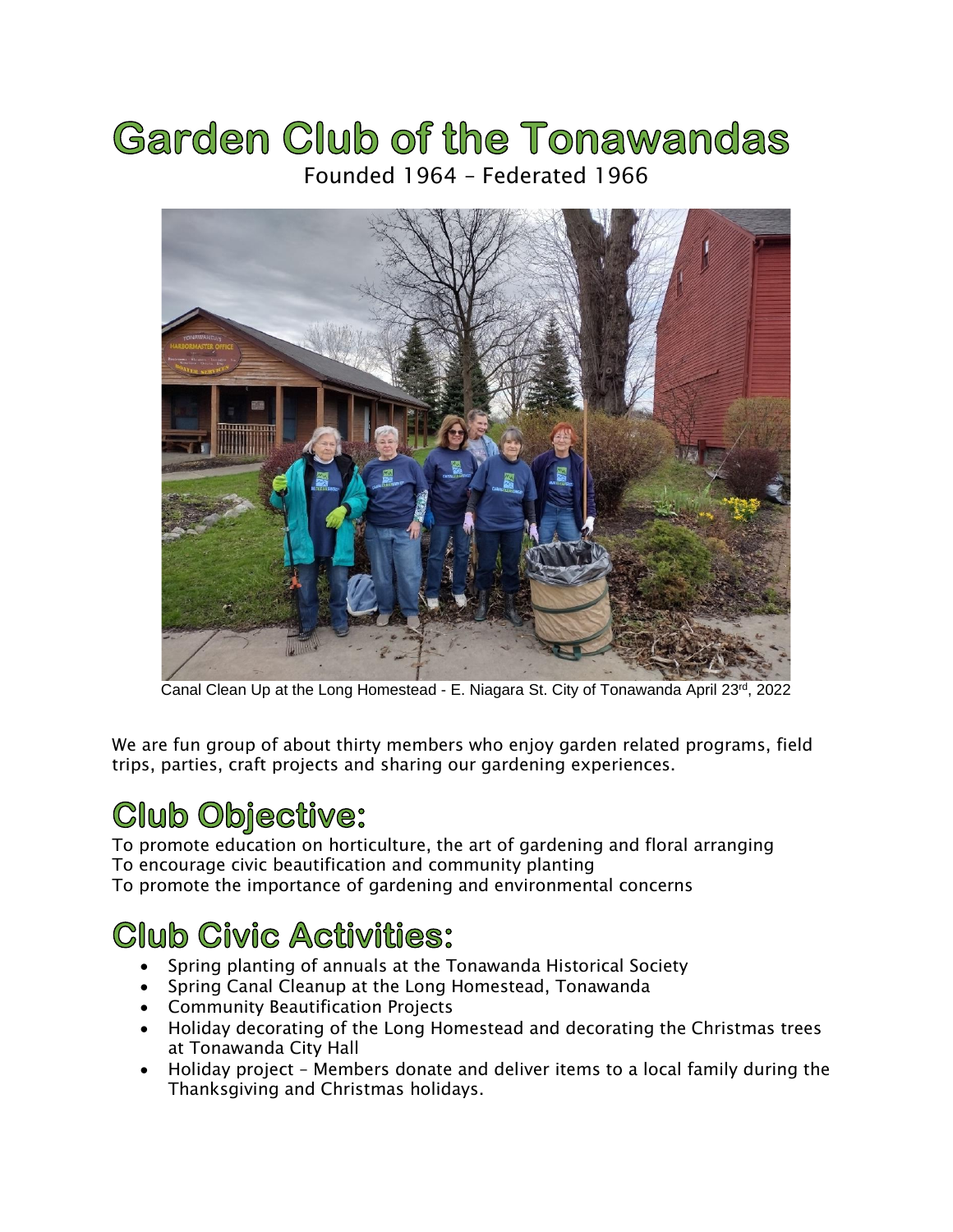# Garden Club of the Tonawandas

Founded 1964 – Federated 1966

Canal Clean Up at the Long Homestead - E. Niagara St. City of Tonawanda April 23rd, 2022

We are fun group of about thirty members who enjoy garden related programs, field trips, parties, craft projects and sharing our gardening experiences.

## Club Objective:

To promote education on horticulture, the art of gardening and floral arranging
To encourage civic beautification and community planting
To promote the importance of gardening and environmental concerns

## Club Civic Activities:

- Spring planting of annuals at the Tonawanda Historical Society
- Spring Canal Cleanup at the Long Homestead, Tonawanda
- Community Beautification Projects
- Holiday decorating of the Long Homestead and decorating the Christmas trees at Tonawanda City Hall
- Holiday project – Members donate and deliver items to a local family during the Thanksgiving and Christmas holidays.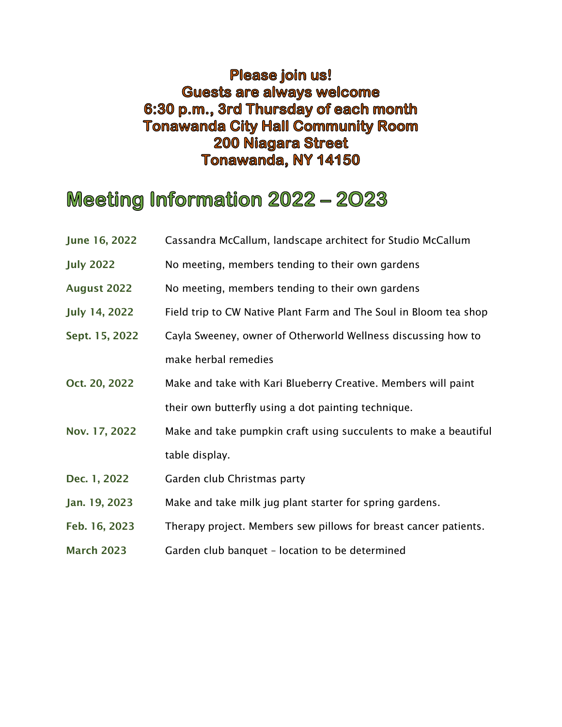**Please join us!**
**Guests are always welcome**
**6:30 p.m., 3rd Thursday of each month**
**Tonawanda City Hall Community Room**
**200 Niagara Street**
**Tonawanda, NY 14150**

# Meeting Information 2022 – 2O23

| | |
|---|---|
| June 16, 2022 | Cassandra McCallum, landscape architect for Studio McCallum |
| July 2022 | No meeting, members tending to their own gardens |
| August 2022 | No meeting, members tending to their own gardens |
| July 14, 2022 | Field trip to CW Native Plant Farm and The Soul in Bloom tea shop |
| Sept. 15, 2022 | Cayla Sweeney, owner of Otherworld Wellness discussing how to make herbal remedies |
| Oct. 20, 2022 | Make and take with Kari Blueberry Creative. Members will paint their own butterfly using a dot painting technique. |
| Nov. 17, 2022 | Make and take pumpkin craft using succulents to make a beautiful table display. |
| Dec. 1, 2022 | Garden club Christmas party |
| Jan. 19, 2023 | Make and take milk jug plant starter for spring gardens. |
| Feb. 16, 2023 | Therapy project. Members sew pillows for breast cancer patients. |
| March 2023 | Garden club banquet – location to be determined |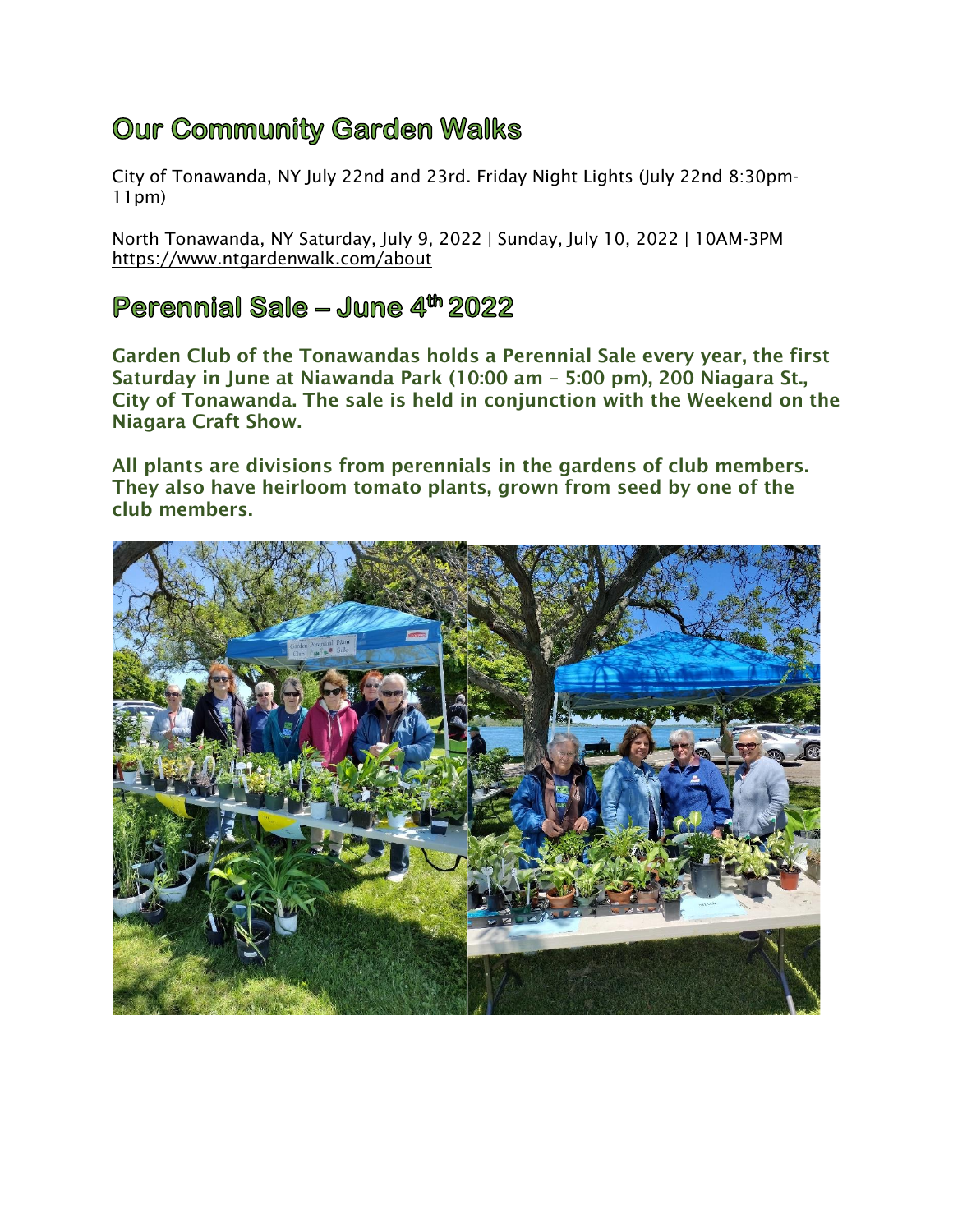## Our Community Garden Walks

City of Tonawanda, NY July 22nd and 23rd. Friday Night Lights (July 22nd 8:30pm-11pm)

North Tonawanda, NY Saturday, July 9, 2022 | Sunday, July 10, 2022 | 10AM-3PM
https://www.ntgardenwalk.com/about

## Perennial Sale – June 4th 2022

**Garden Club of the Tonawandas holds a Perennial Sale every year, the first Saturday in June at Niawanda Park (10:00 am – 5:00 pm), 200 Niagara St., City of Tonawanda. The sale is held in conjunction with the Weekend on the Niagara Craft Show.**

**All plants are divisions from perennials in the gardens of club members. They also have heirloom tomato plants, grown from seed by one of the club members.**